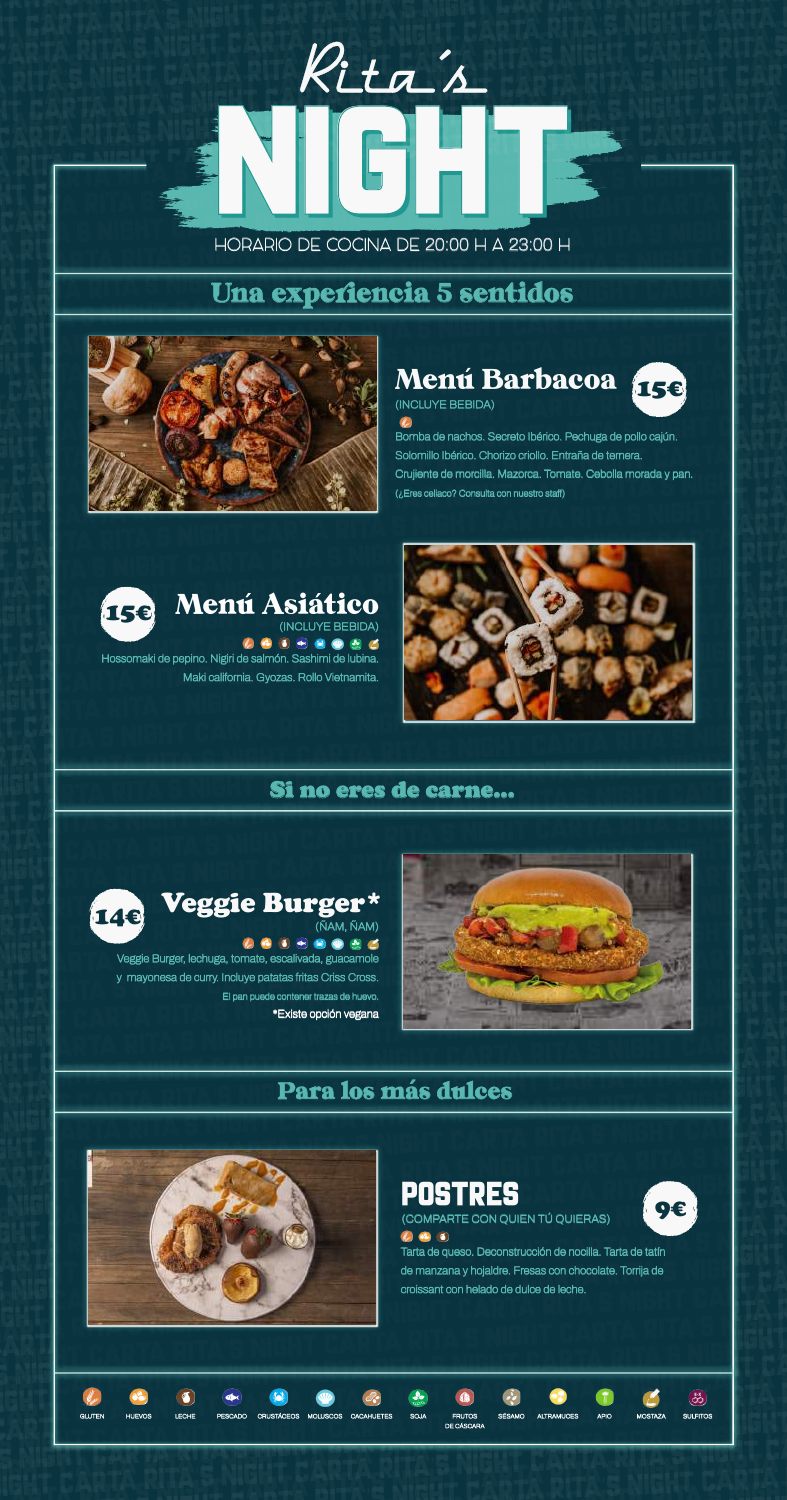# Rita's NIGHT

HORARIO DE COCINA DE 20:00 H A 23:00 H

## Una experiencia 5 sentidos

### Menú Barbacoa — 15€

(INCLUYE BEBIDA)

Bomba de nachos. Secreto Ibérico. Pechuga de pollo cajún. Solomillo Ibérico. Chorizo criollo. Entraña de ternera. Crujiente de morcilla. Mazorca. Tomate. Cebolla morada y pan.

(¿Eres celiaco? Consulta con nuestro staff)

### Menú Asiático — 15€

(INCLUYE BEBIDA)

Hossomaki de pepino. Nigiri de salmón. Sashimi de lubina. Maki california. Gyozas. Rollo Vietnamita.

## Si no eres de carne...

### Veggie Burger* — 14€

(ÑAM, ÑAM)

Veggie Burger, lechuga, tomate, escalivada, guacamole y mayonesa de curry. Incluye patatas fritas Criss Cross.

El pan puede contener trazas de huevo.

*Existe opción vegana

## Para los más dulces

### POSTRES — 9€

(COMPARTE CON QUIEN TÚ QUIERAS)

Tarta de queso. Deconstrucción de nocilla. Tarta de tatín de manzana y hojaldre. Fresas con chocolate. Torrija de croissant con helado de dulce de leche.

GLUTEN · HUEVOS · LECHE · PESCADO · CRUSTÁCEOS · MOLUSCOS · CACAHUETES · SOJA · FRUTOS DE CÁSCARA · SÉSAMO · ALTRAMUCES · APIO · MOSTAZA · SULFITOS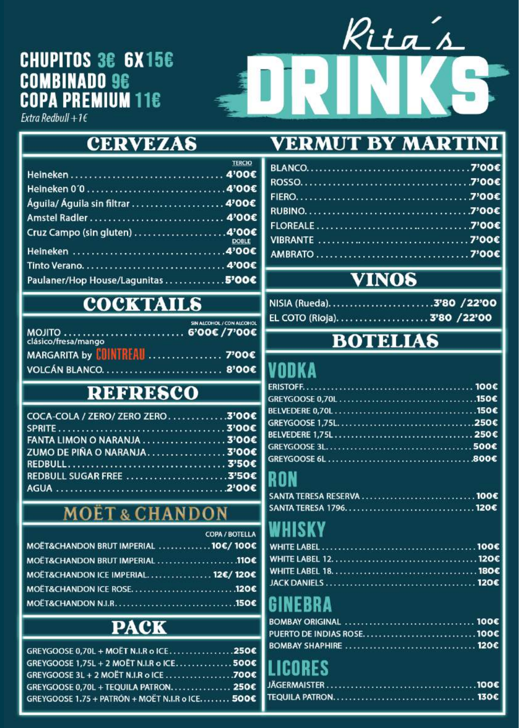# Rita´s DRINKS

**CHUPITOS 3€ 6X15€**
**COMBINADO 9€**
**COPA PREMIUM 11€**
*Extra Redbull +1€*

## CERVEZAS

| | TERCIO |
|---|---|
| Heineken | 4'00€ |
| Heineken 0´0 | 4'00€ |
| Águila/ Águila sin filtrar | 4'00€ |
| Amstel Radler | 4'00€ |
| Cruz Campo (sin gluten) | 4'00€ |
| | **DOBLE** |
| Heineken | 4'00€ |
| Tinto Verano. | 4'00€ |
| Paulaner/Hop House/Lagunitas | 5'00€ |

## COCKTAILS

| | SIN ALCOHOL / CON ALCOHOL |
|---|---|
| MOJITO clásico/fresa/mango | 6'00€ /7'00€ |
| MARGARITA by COINTREAU | 7'00€ |
| VOLCÁN BLANCO. | 8'00€ |

## REFRESCO

| | |
|---|---|
| COCA-COLA / ZERO/ ZERO ZERO | 3'00€ |
| SPRITE | 3'00€ |
| FANTA LIMON O NARANJA | 3'00€ |
| ZUMO DE PIÑA O NARANJA | 3'00€ |
| REDBULL. | 3'50€ |
| REDBULL SUGAR FREE | 3'50€ |
| AGUA | 2'00€ |

## MOËT & CHANDON

| | COPA / BOTELLA |
|---|---|
| MOËT&CHANDON BRUT IMPERIAL | 10€/ 100€ |
| MOËT&CHANDON BRUT IMPERIAL | 110€ |
| MOËT&CHANDON ICE IMPERIAL. | 12€/ 120€ |
| MOËT&CHANDON ICE ROSE. | 120€ |
| MOËT&CHANDON N.I.R. | 150€ |

## PACK

| | |
|---|---|
| GREYGOOSE 0,70L + MOËT N.I.R o ICE. | 250€ |
| GREYGOOSE 1,75L + 2 MOËT N.I.R o ICE. | 500€ |
| GREYGOOSE 3L + 2 MOËT N.I.R o ICE | 700€ |
| GREYGOOSE 0,70L + TEQUILA PATRON. | 250€ |
| GREYGOOSE 1.75 + PATRÓN + MOËT N.I.R o ICE. | 500€ |

## VERMUT BY MARTINI

| | |
|---|---|
| BLANCO. | 7'00€ |
| ROSSO. | 7'00€ |
| FIERO. | 7'00€ |
| RUBINO. | 7'00€ |
| FLOREALE | 7'00€ |
| VIBRANTE | 7'00€ |
| AMBRATO | 7'00€ |

## VINOS

| | |
|---|---|
| NISIA (Rueda). | 3'80 /22'00 |
| EL COTO (Rioja). | 3'80 /22'00 |

## BOTELLAS

### VODKA

| | |
|---|---|
| ERISTOFF. | 100€ |
| GREYGOOSE 0,70L | 150€ |
| BELVEDERE 0,70L. | 150€ |
| GREYGOOSE 1,75L. | 250€ |
| BELVEDERE 1,75L | 250€ |
| GREYGOOSE 3L. | 500€ |
| GREYGOOSE 6L | 800€ |

### RON

| | |
|---|---|
| SANTA TERESA RESERVA | 100€ |
| SANTA TERESA 1796. | 120€ |

### WHISKY

| | |
|---|---|
| WHITE LABEL | 100€ |
| WHITE LABEL 12. | 120€ |
| WHITE LABEL 18. | 180€ |
| JACK DANIELS | 120€ |

### GINEBRA

| | |
|---|---|
| BOMBAY ORIGINAL | 100€ |
| PUERTO DE INDIAS ROSE. | 100€ |
| BOMBAY SHAPHIRE | 120€ |

### LICORES

| | |
|---|---|
| JÄGERMAISTER | 100€ |
| TEQUILA PATRON. | 130€ |